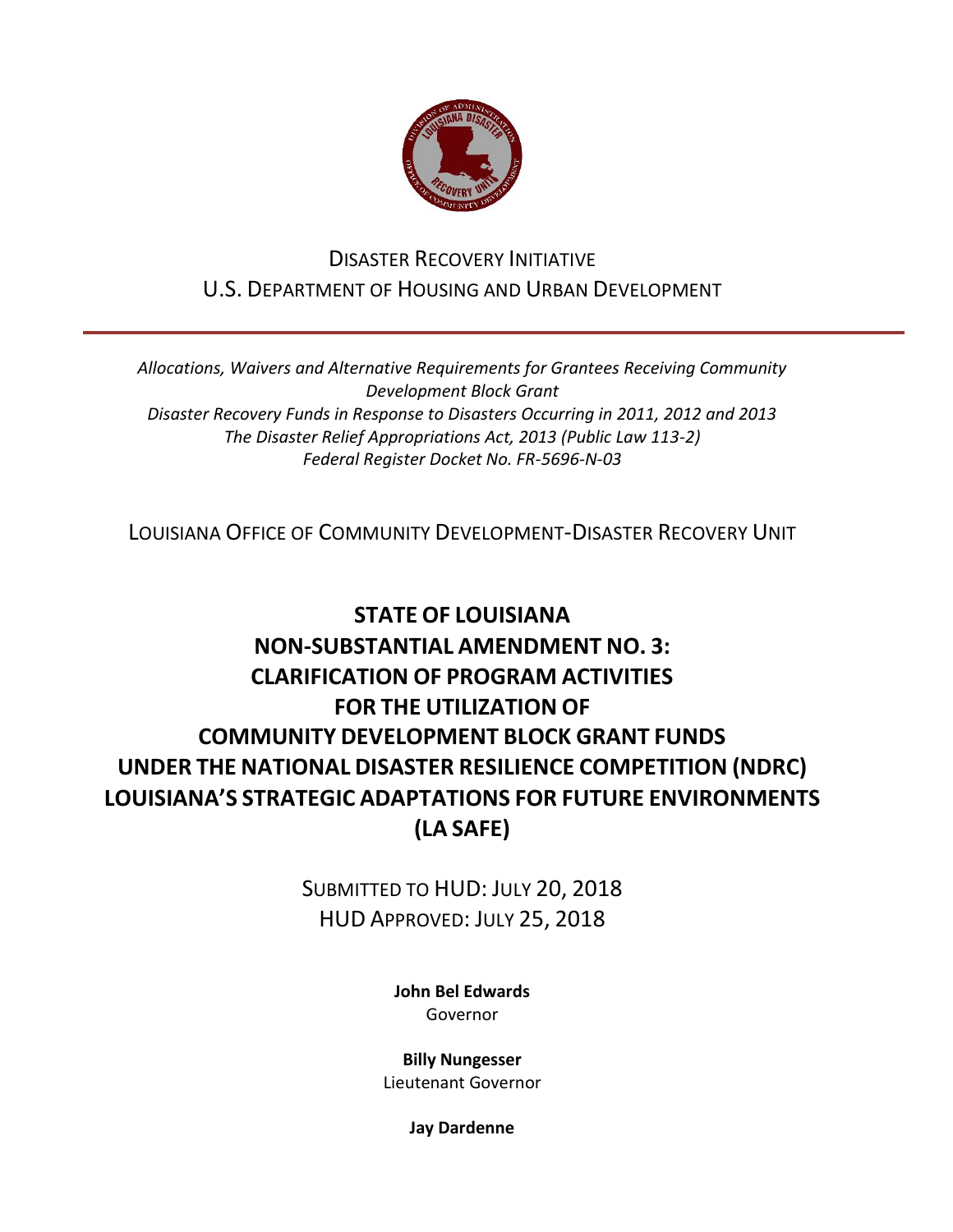DISASTER RECOVERY INITIATIVE
U.S. DEPARTMENT OF HOUSING AND URBAN DEVELOPMENT

---

*Allocations, Waivers and Alternative Requirements for Grantees Receiving Community Development Block Grant*
*Disaster Recovery Funds in Response to Disasters Occurring in 2011, 2012 and 2013*
*The Disaster Relief Appropriations Act, 2013 (Public Law 113-2)*
*Federal Register Docket No. FR-5696-N-03*

LOUISIANA OFFICE OF COMMUNITY DEVELOPMENT-DISASTER RECOVERY UNIT

# STATE OF LOUISIANA NON-SUBSTANTIAL AMENDMENT NO. 3: CLARIFICATION OF PROGRAM ACTIVITIES FOR THE UTILIZATION OF COMMUNITY DEVELOPMENT BLOCK GRANT FUNDS UNDER THE NATIONAL DISASTER RESILIENCE COMPETITION (NDRC) LOUISIANA'S STRATEGIC ADAPTATIONS FOR FUTURE ENVIRONMENTS (LA SAFE)

SUBMITTED TO HUD: JULY 20, 2018
HUD APPROVED: JULY 25, 2018

**John Bel Edwards**
Governor

**Billy Nungesser**
Lieutenant Governor

**Jay Dardenne**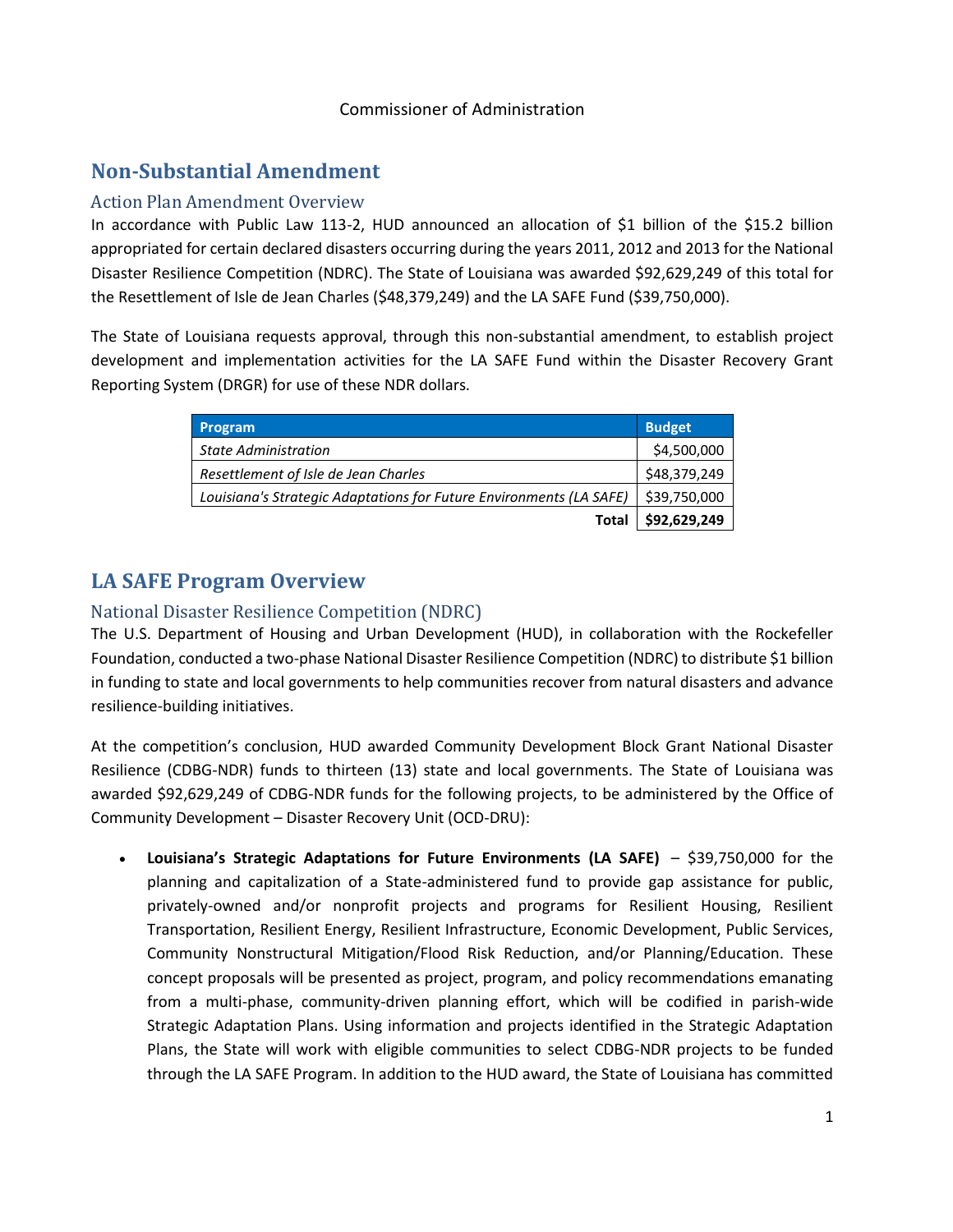Commissioner of Administration

# Non-Substantial Amendment

## Action Plan Amendment Overview

In accordance with Public Law 113-2, HUD announced an allocation of $1 billion of the $15.2 billion appropriated for certain declared disasters occurring during the years 2011, 2012 and 2013 for the National Disaster Resilience Competition (NDRC). The State of Louisiana was awarded $92,629,249 of this total for the Resettlement of Isle de Jean Charles ($48,379,249) and the LA SAFE Fund ($39,750,000).

The State of Louisiana requests approval, through this non-substantial amendment, to establish project development and implementation activities for the LA SAFE Fund within the Disaster Recovery Grant Reporting System (DRGR) for use of these NDR dollars.

| Program | Budget |
|---|---|
| *State Administration* | $4,500,000 |
| *Resettlement of Isle de Jean Charles* | $48,379,249 |
| *Louisiana's Strategic Adaptations for Future Environments (LA SAFE)* | $39,750,000 |
| **Total** | **$92,629,249** |

# LA SAFE Program Overview

## National Disaster Resilience Competition (NDRC)

The U.S. Department of Housing and Urban Development (HUD), in collaboration with the Rockefeller Foundation, conducted a two-phase National Disaster Resilience Competition (NDRC) to distribute $1 billion in funding to state and local governments to help communities recover from natural disasters and advance resilience-building initiatives.

At the competition's conclusion, HUD awarded Community Development Block Grant National Disaster Resilience (CDBG-NDR) funds to thirteen (13) state and local governments. The State of Louisiana was awarded $92,629,249 of CDBG-NDR funds for the following projects, to be administered by the Office of Community Development – Disaster Recovery Unit (OCD-DRU):

- **Louisiana's Strategic Adaptations for Future Environments (LA SAFE)** – $39,750,000 for the planning and capitalization of a State-administered fund to provide gap assistance for public, privately-owned and/or nonprofit projects and programs for Resilient Housing, Resilient Transportation, Resilient Energy, Resilient Infrastructure, Economic Development, Public Services, Community Nonstructural Mitigation/Flood Risk Reduction, and/or Planning/Education. These concept proposals will be presented as project, program, and policy recommendations emanating from a multi-phase, community-driven planning effort, which will be codified in parish-wide Strategic Adaptation Plans. Using information and projects identified in the Strategic Adaptation Plans, the State will work with eligible communities to select CDBG-NDR projects to be funded through the LA SAFE Program. In addition to the HUD award, the State of Louisiana has committed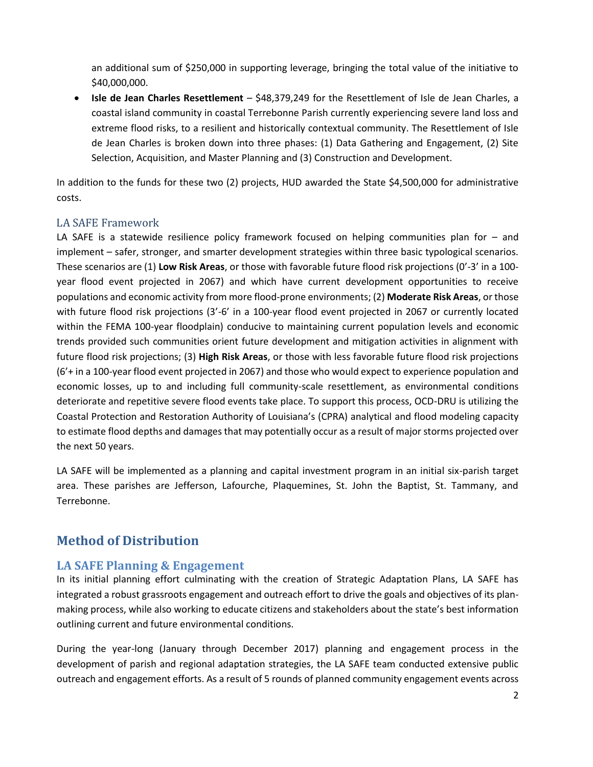an additional sum of $250,000 in supporting leverage, bringing the total value of the initiative to $40,000,000.

- **Isle de Jean Charles Resettlement** – $48,379,249 for the Resettlement of Isle de Jean Charles, a coastal island community in coastal Terrebonne Parish currently experiencing severe land loss and extreme flood risks, to a resilient and historically contextual community. The Resettlement of Isle de Jean Charles is broken down into three phases: (1) Data Gathering and Engagement, (2) Site Selection, Acquisition, and Master Planning and (3) Construction and Development.

In addition to the funds for these two (2) projects, HUD awarded the State $4,500,000 for administrative costs.

### LA SAFE Framework

LA SAFE is a statewide resilience policy framework focused on helping communities plan for – and implement – safer, stronger, and smarter development strategies within three basic typological scenarios. These scenarios are (1) **Low Risk Areas**, or those with favorable future flood risk projections (0'-3' in a 100-year flood event projected in 2067) and which have current development opportunities to receive populations and economic activity from more flood-prone environments; (2) **Moderate Risk Areas**, or those with future flood risk projections (3'-6' in a 100-year flood event projected in 2067 or currently located within the FEMA 100-year floodplain) conducive to maintaining current population levels and economic trends provided such communities orient future development and mitigation activities in alignment with future flood risk projections; (3) **High Risk Areas**, or those with less favorable future flood risk projections (6'+ in a 100-year flood event projected in 2067) and those who would expect to experience population and economic losses, up to and including full community-scale resettlement, as environmental conditions deteriorate and repetitive severe flood events take place. To support this process, OCD-DRU is utilizing the Coastal Protection and Restoration Authority of Louisiana's (CPRA) analytical and flood modeling capacity to estimate flood depths and damages that may potentially occur as a result of major storms projected over the next 50 years.

LA SAFE will be implemented as a planning and capital investment program in an initial six-parish target area. These parishes are Jefferson, Lafourche, Plaquemines, St. John the Baptist, St. Tammany, and Terrebonne.

## Method of Distribution

### LA SAFE Planning & Engagement

In its initial planning effort culminating with the creation of Strategic Adaptation Plans, LA SAFE has integrated a robust grassroots engagement and outreach effort to drive the goals and objectives of its plan-making process, while also working to educate citizens and stakeholders about the state's best information outlining current and future environmental conditions.

During the year-long (January through December 2017) planning and engagement process in the development of parish and regional adaptation strategies, the LA SAFE team conducted extensive public outreach and engagement efforts. As a result of 5 rounds of planned community engagement events across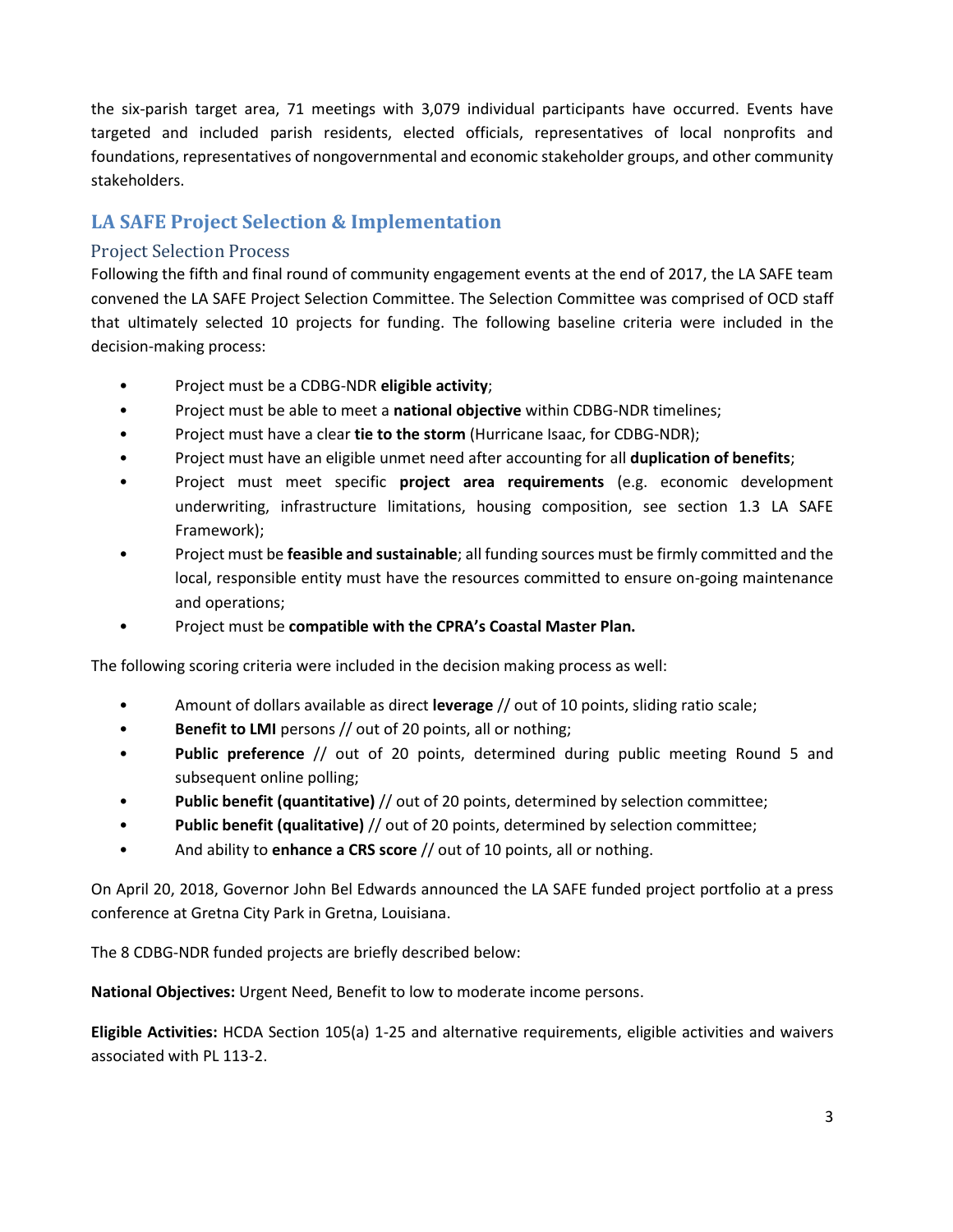the six-parish target area, 71 meetings with 3,079 individual participants have occurred. Events have targeted and included parish residents, elected officials, representatives of local nonprofits and foundations, representatives of nongovernmental and economic stakeholder groups, and other community stakeholders.

## LA SAFE Project Selection & Implementation

### Project Selection Process

Following the fifth and final round of community engagement events at the end of 2017, the LA SAFE team convened the LA SAFE Project Selection Committee. The Selection Committee was comprised of OCD staff that ultimately selected 10 projects for funding. The following baseline criteria were included in the decision-making process:

- Project must be a CDBG-NDR **eligible activity**;
- Project must be able to meet a **national objective** within CDBG-NDR timelines;
- Project must have a clear **tie to the storm** (Hurricane Isaac, for CDBG-NDR);
- Project must have an eligible unmet need after accounting for all **duplication of benefits**;
- Project must meet specific **project area requirements** (e.g. economic development underwriting, infrastructure limitations, housing composition, see section 1.3 LA SAFE Framework);
- Project must be **feasible and sustainable**; all funding sources must be firmly committed and the local, responsible entity must have the resources committed to ensure on-going maintenance and operations;
- Project must be **compatible with the CPRA's Coastal Master Plan.**

The following scoring criteria were included in the decision making process as well:

- Amount of dollars available as direct **leverage** // out of 10 points, sliding ratio scale;
- **Benefit to LMI** persons // out of 20 points, all or nothing;
- **Public preference** // out of 20 points, determined during public meeting Round 5 and subsequent online polling;
- **Public benefit (quantitative)** // out of 20 points, determined by selection committee;
- **Public benefit (qualitative)** // out of 20 points, determined by selection committee;
- And ability to **enhance a CRS score** // out of 10 points, all or nothing.

On April 20, 2018, Governor John Bel Edwards announced the LA SAFE funded project portfolio at a press conference at Gretna City Park in Gretna, Louisiana.

The 8 CDBG-NDR funded projects are briefly described below:

**National Objectives:** Urgent Need, Benefit to low to moderate income persons.

**Eligible Activities:** HCDA Section 105(a) 1-25 and alternative requirements, eligible activities and waivers associated with PL 113-2.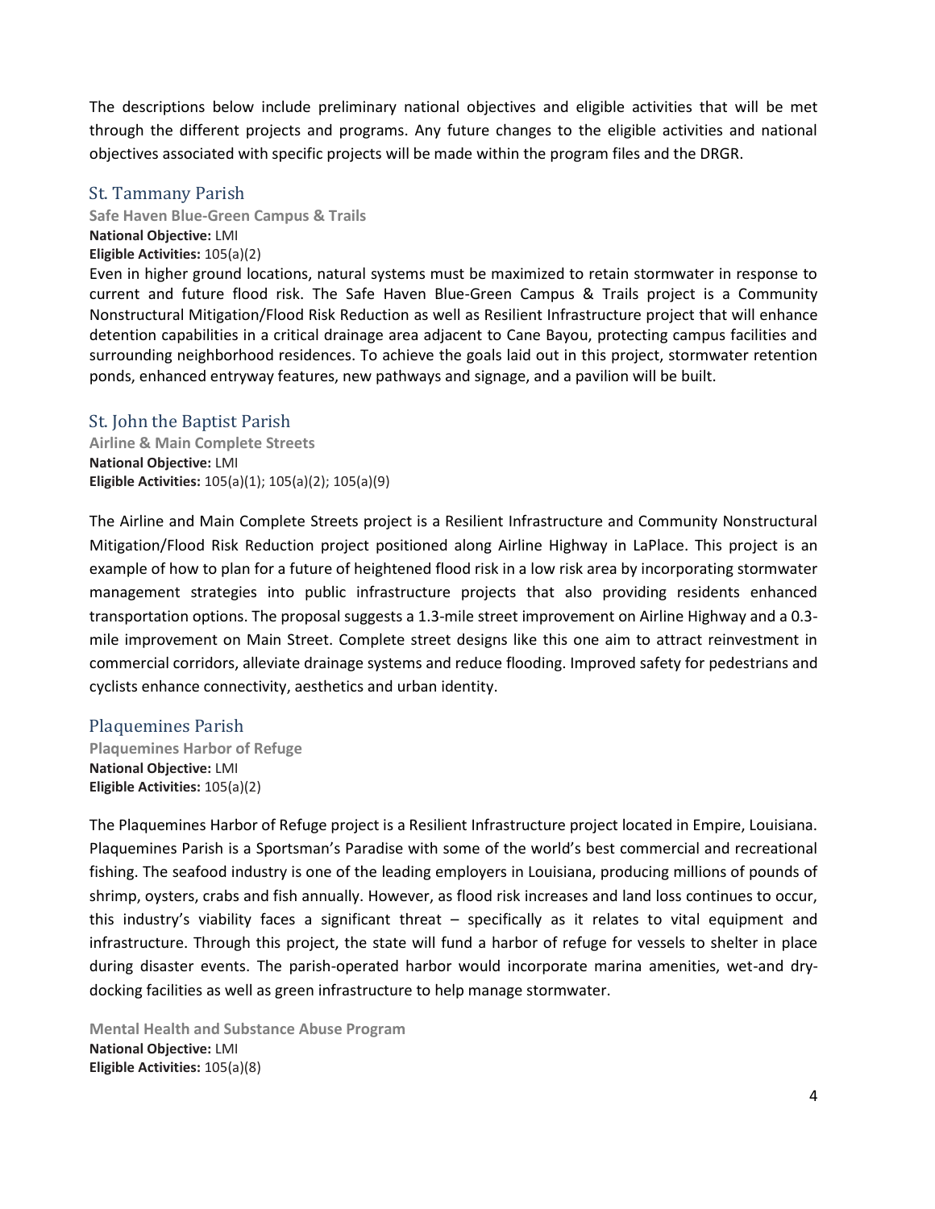The descriptions below include preliminary national objectives and eligible activities that will be met through the different projects and programs. Any future changes to the eligible activities and national objectives associated with specific projects will be made within the program files and the DRGR.

## St. Tammany Parish

### Safe Haven Blue-Green Campus & Trails

**National Objective:** LMI
**Eligible Activities:** 105(a)(2)

Even in higher ground locations, natural systems must be maximized to retain stormwater in response to current and future flood risk. The Safe Haven Blue-Green Campus & Trails project is a Community Nonstructural Mitigation/Flood Risk Reduction as well as Resilient Infrastructure project that will enhance detention capabilities in a critical drainage area adjacent to Cane Bayou, protecting campus facilities and surrounding neighborhood residences. To achieve the goals laid out in this project, stormwater retention ponds, enhanced entryway features, new pathways and signage, and a pavilion will be built.

## St. John the Baptist Parish

### Airline & Main Complete Streets

**National Objective:** LMI
**Eligible Activities:** 105(a)(1); 105(a)(2); 105(a)(9)

The Airline and Main Complete Streets project is a Resilient Infrastructure and Community Nonstructural Mitigation/Flood Risk Reduction project positioned along Airline Highway in LaPlace. This project is an example of how to plan for a future of heightened flood risk in a low risk area by incorporating stormwater management strategies into public infrastructure projects that also providing residents enhanced transportation options. The proposal suggests a 1.3-mile street improvement on Airline Highway and a 0.3-mile improvement on Main Street. Complete street designs like this one aim to attract reinvestment in commercial corridors, alleviate drainage systems and reduce flooding. Improved safety for pedestrians and cyclists enhance connectivity, aesthetics and urban identity.

## Plaquemines Parish

### Plaquemines Harbor of Refuge

**National Objective:** LMI
**Eligible Activities:** 105(a)(2)

The Plaquemines Harbor of Refuge project is a Resilient Infrastructure project located in Empire, Louisiana. Plaquemines Parish is a Sportsman's Paradise with some of the world's best commercial and recreational fishing. The seafood industry is one of the leading employers in Louisiana, producing millions of pounds of shrimp, oysters, crabs and fish annually. However, as flood risk increases and land loss continues to occur, this industry's viability faces a significant threat – specifically as it relates to vital equipment and infrastructure. Through this project, the state will fund a harbor of refuge for vessels to shelter in place during disaster events. The parish-operated harbor would incorporate marina amenities, wet-and dry-docking facilities as well as green infrastructure to help manage stormwater.

### Mental Health and Substance Abuse Program

**National Objective:** LMI
**Eligible Activities:** 105(a)(8)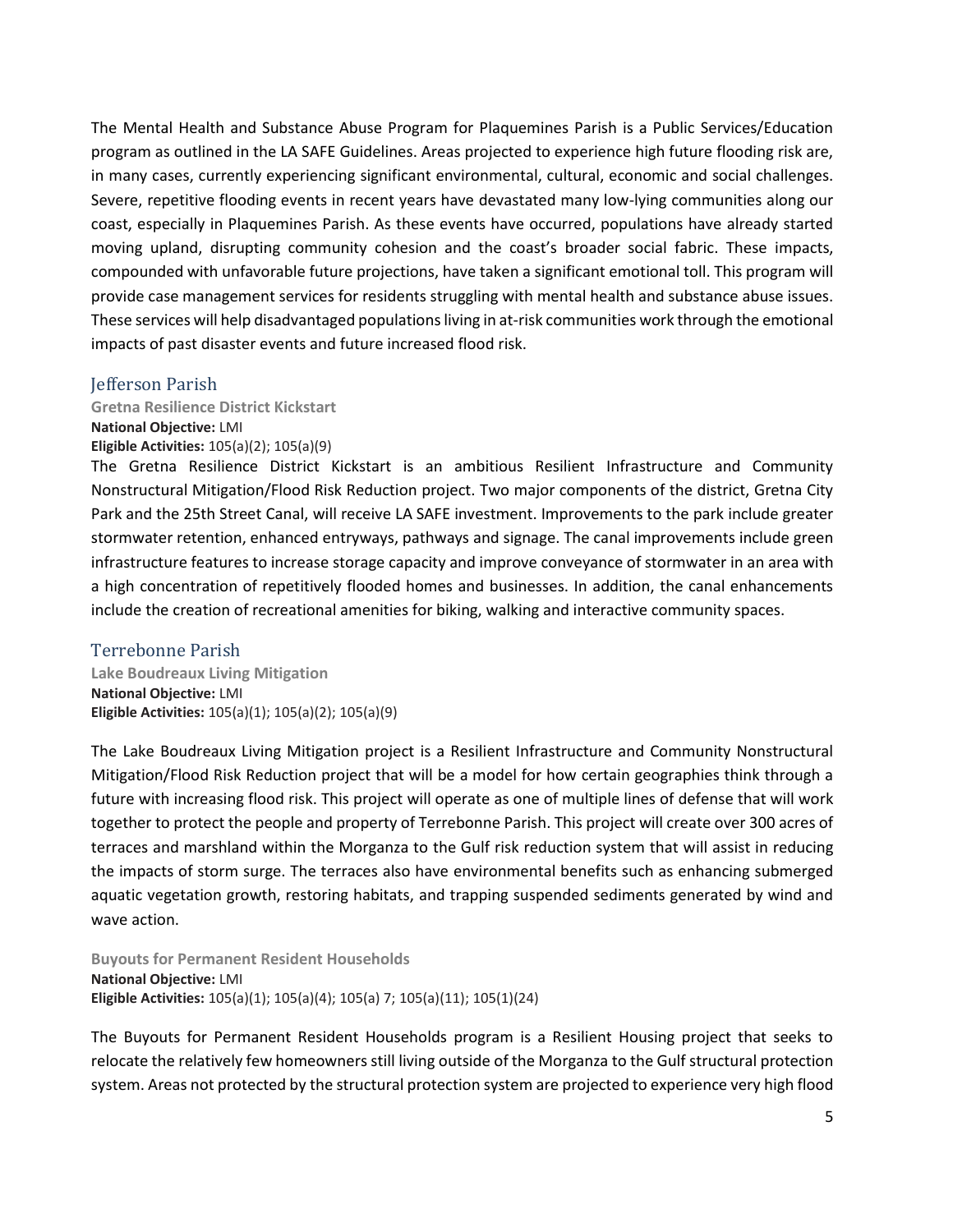The Mental Health and Substance Abuse Program for Plaquemines Parish is a Public Services/Education program as outlined in the LA SAFE Guidelines. Areas projected to experience high future flooding risk are, in many cases, currently experiencing significant environmental, cultural, economic and social challenges. Severe, repetitive flooding events in recent years have devastated many low-lying communities along our coast, especially in Plaquemines Parish. As these events have occurred, populations have already started moving upland, disrupting community cohesion and the coast's broader social fabric. These impacts, compounded with unfavorable future projections, have taken a significant emotional toll. This program will provide case management services for residents struggling with mental health and substance abuse issues. These services will help disadvantaged populations living in at-risk communities work through the emotional impacts of past disaster events and future increased flood risk.

## Jefferson Parish

### Gretna Resilience District Kickstart

**National Objective:** LMI
**Eligible Activities:** 105(a)(2); 105(a)(9)

The Gretna Resilience District Kickstart is an ambitious Resilient Infrastructure and Community Nonstructural Mitigation/Flood Risk Reduction project. Two major components of the district, Gretna City Park and the 25th Street Canal, will receive LA SAFE investment. Improvements to the park include greater stormwater retention, enhanced entryways, pathways and signage. The canal improvements include green infrastructure features to increase storage capacity and improve conveyance of stormwater in an area with a high concentration of repetitively flooded homes and businesses. In addition, the canal enhancements include the creation of recreational amenities for biking, walking and interactive community spaces.

## Terrebonne Parish

### Lake Boudreaux Living Mitigation

**National Objective:** LMI
**Eligible Activities:** 105(a)(1); 105(a)(2); 105(a)(9)

The Lake Boudreaux Living Mitigation project is a Resilient Infrastructure and Community Nonstructural Mitigation/Flood Risk Reduction project that will be a model for how certain geographies think through a future with increasing flood risk. This project will operate as one of multiple lines of defense that will work together to protect the people and property of Terrebonne Parish. This project will create over 300 acres of terraces and marshland within the Morganza to the Gulf risk reduction system that will assist in reducing the impacts of storm surge. The terraces also have environmental benefits such as enhancing submerged aquatic vegetation growth, restoring habitats, and trapping suspended sediments generated by wind and wave action.

### Buyouts for Permanent Resident Households

**National Objective:** LMI
**Eligible Activities:** 105(a)(1); 105(a)(4); 105(a) 7; 105(a)(11); 105(1)(24)

The Buyouts for Permanent Resident Households program is a Resilient Housing project that seeks to relocate the relatively few homeowners still living outside of the Morganza to the Gulf structural protection system. Areas not protected by the structural protection system are projected to experience very high flood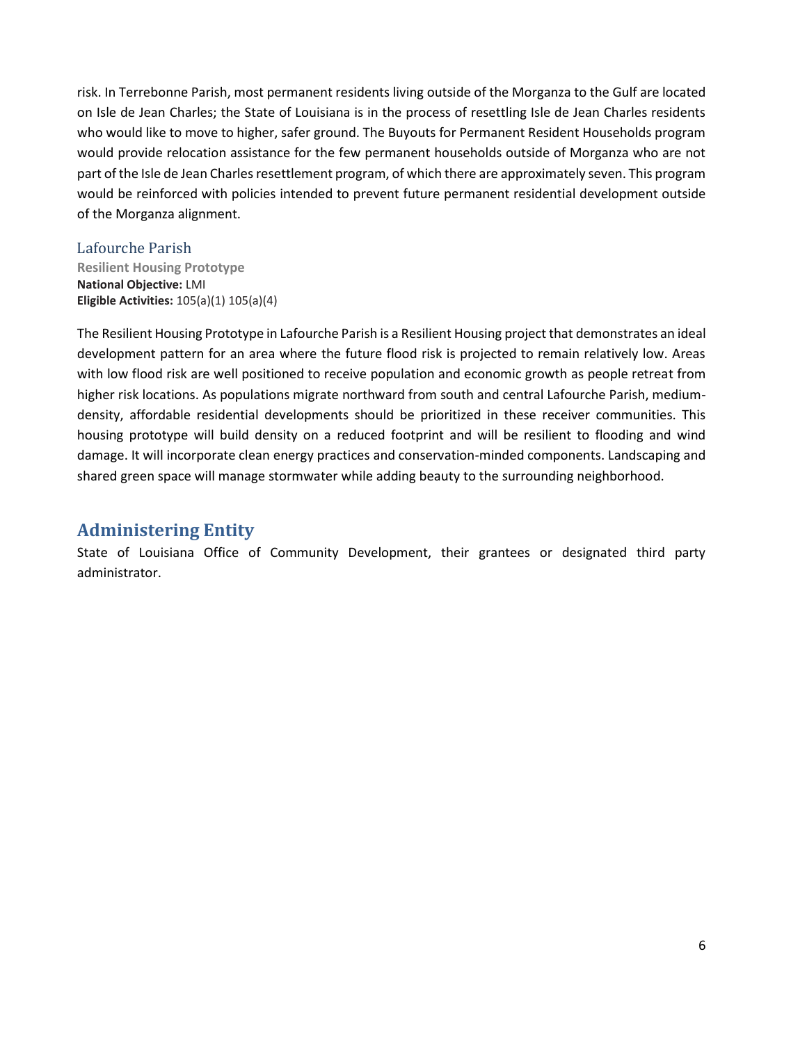risk. In Terrebonne Parish, most permanent residents living outside of the Morganza to the Gulf are located on Isle de Jean Charles; the State of Louisiana is in the process of resettling Isle de Jean Charles residents who would like to move to higher, safer ground. The Buyouts for Permanent Resident Households program would provide relocation assistance for the few permanent households outside of Morganza who are not part of the Isle de Jean Charles resettlement program, of which there are approximately seven. This program would be reinforced with policies intended to prevent future permanent residential development outside of the Morganza alignment.

### Lafourche Parish

**Resilient Housing Prototype**
**National Objective:** LMI
**Eligible Activities:** 105(a)(1) 105(a)(4)

The Resilient Housing Prototype in Lafourche Parish is a Resilient Housing project that demonstrates an ideal development pattern for an area where the future flood risk is projected to remain relatively low. Areas with low flood risk are well positioned to receive population and economic growth as people retreat from higher risk locations. As populations migrate northward from south and central Lafourche Parish, medium-density, affordable residential developments should be prioritized in these receiver communities. This housing prototype will build density on a reduced footprint and will be resilient to flooding and wind damage. It will incorporate clean energy practices and conservation-minded components. Landscaping and shared green space will manage stormwater while adding beauty to the surrounding neighborhood.

## Administering Entity

State of Louisiana Office of Community Development, their grantees or designated third party administrator.